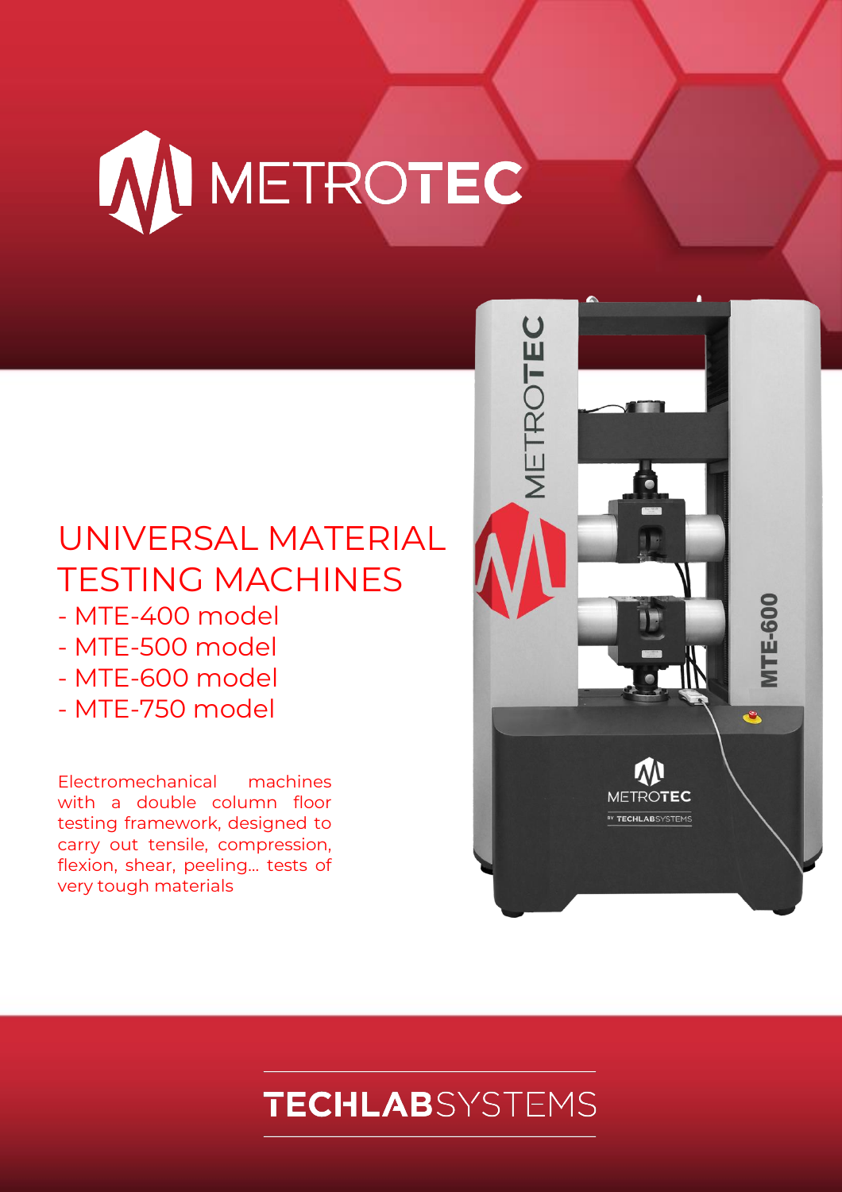# METROTEC

## UNIVERSAL MATERIAL TESTING MACHINES

- MTE-400 model
- MTE-500 model
- MTE-600 model
- MTE-750 model

Electromechanical machines with a double column floor testing framework, designed to carry out tensile, compression, flexion, shear, peeling... tests of very tough materials

TECHLABSYSTEMS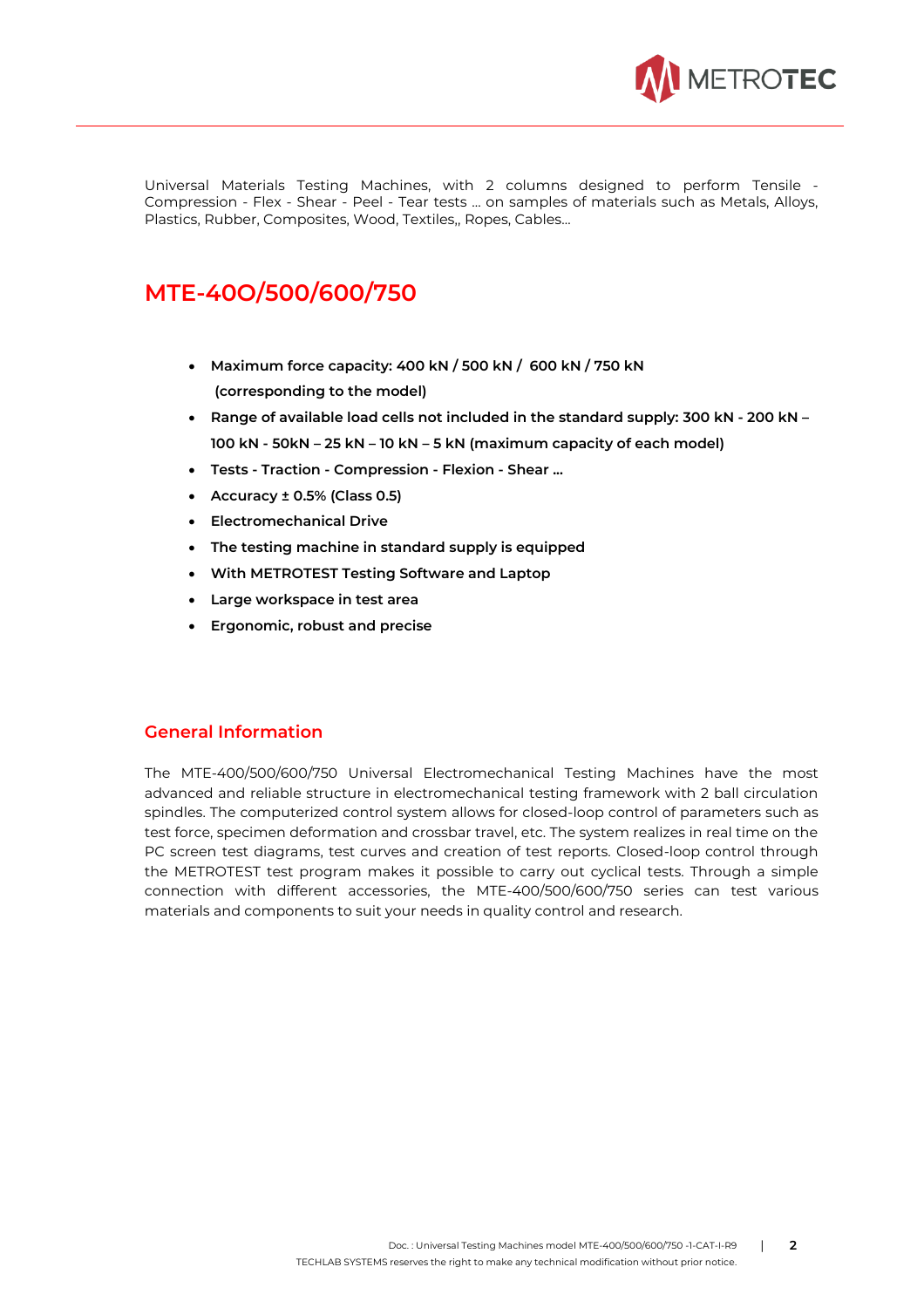Universal Materials Testing Machines, with 2 columns designed to perform Tensile - Compression - Flex - Shear - Peel - Tear tests ... on samples of materials such as Metals, Alloys, Plastics, Rubber, Composites, Wood, Textiles,, Ropes, Cables...

# MTE-40O/500/600/750

- **Maximum force capacity: 400 kN / 500 kN / 600 kN / 750 kN (corresponding to the model)**
- **Range of available load cells not included in the standard supply: 300 kN - 200 kN – 100 kN - 50kN – 25 kN – 10 kN – 5 kN (maximum capacity of each model)**
- **Tests - Traction - Compression - Flexion - Shear ...**
- **Accuracy ± 0.5% (Class 0.5)**
- **Electromechanical Drive**
- **The testing machine in standard supply is equipped**
- **With METROTEST Testing Software and Laptop**
- **Large workspace in test area**
- **Ergonomic, robust and precise**

## General Information

The MTE-400/500/600/750 Universal Electromechanical Testing Machines have the most advanced and reliable structure in electromechanical testing framework with 2 ball circulation spindles. The computerized control system allows for closed-loop control of parameters such as test force, specimen deformation and crossbar travel, etc. The system realizes in real time on the PC screen test diagrams, test curves and creation of test reports. Closed-loop control through the METROTEST test program makes it possible to carry out cyclical tests. Through a simple connection with different accessories, the MTE-400/500/600/750 series can test various materials and components to suit your needs in quality control and research.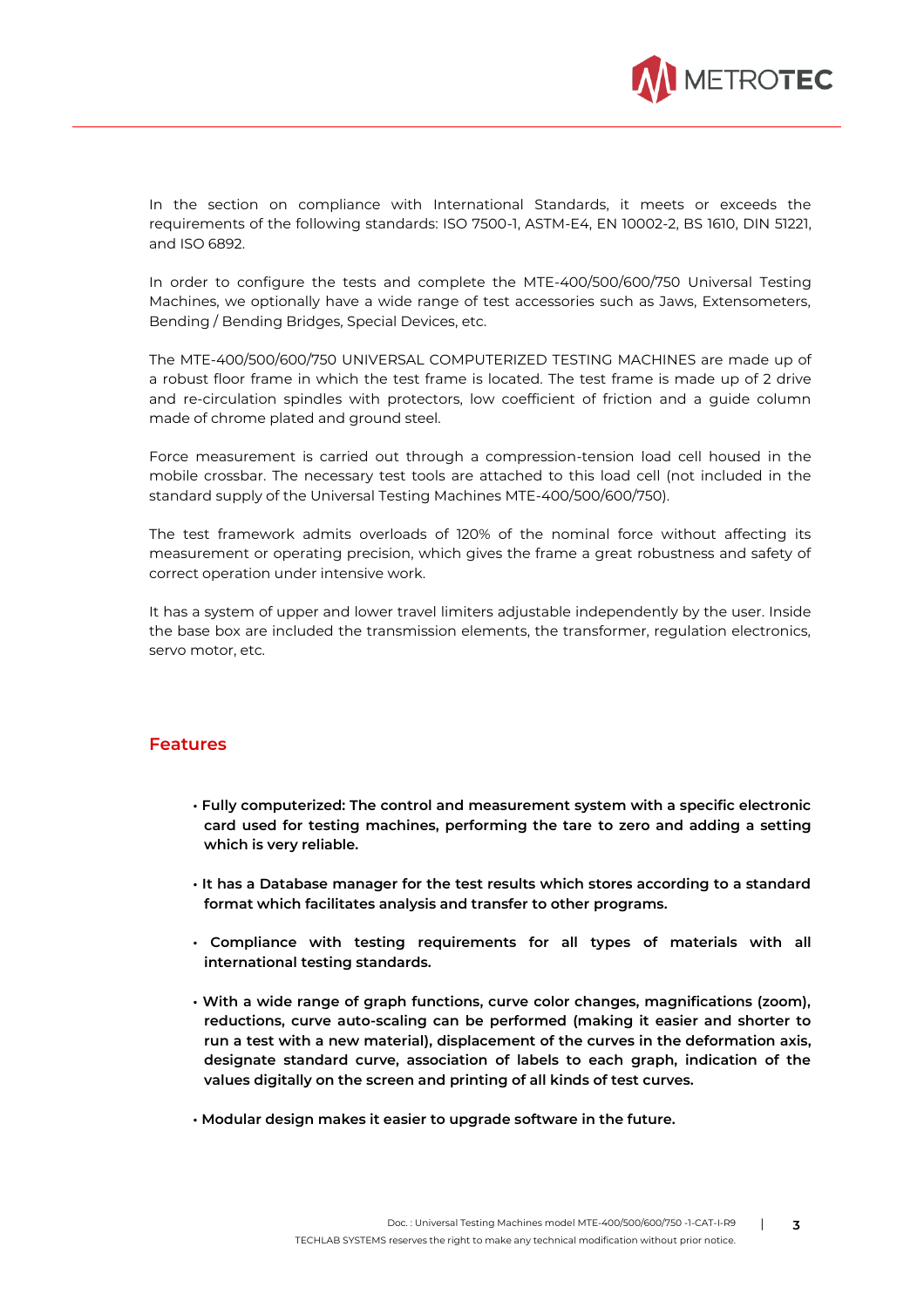In the section on compliance with International Standards, it meets or exceeds the requirements of the following standards: ISO 7500-1, ASTM-E4, EN 10002-2, BS 1610, DIN 51221, and ISO 6892.

In order to configure the tests and complete the MTE-400/500/600/750 Universal Testing Machines, we optionally have a wide range of test accessories such as Jaws, Extensometers, Bending / Bending Bridges, Special Devices, etc.

The MTE-400/500/600/750 UNIVERSAL COMPUTERIZED TESTING MACHINES are made up of a robust floor frame in which the test frame is located. The test frame is made up of 2 drive and re-circulation spindles with protectors, low coefficient of friction and a guide column made of chrome plated and ground steel.

Force measurement is carried out through a compression-tension load cell housed in the mobile crossbar. The necessary test tools are attached to this load cell (not included in the standard supply of the Universal Testing Machines MTE-400/500/600/750).

The test framework admits overloads of 120% of the nominal force without affecting its measurement or operating precision, which gives the frame a great robustness and safety of correct operation under intensive work.

It has a system of upper and lower travel limiters adjustable independently by the user. Inside the base box are included the transmission elements, the transformer, regulation electronics, servo motor, etc.

## Features

- **Fully computerized: The control and measurement system with a specific electronic card used for testing machines, performing the tare to zero and adding a setting which is very reliable.**
- **It has a Database manager for the test results which stores according to a standard format which facilitates analysis and transfer to other programs.**
- **Compliance with testing requirements for all types of materials with all international testing standards.**
- **With a wide range of graph functions, curve color changes, magnifications (zoom), reductions, curve auto-scaling can be performed (making it easier and shorter to run a test with a new material), displacement of the curves in the deformation axis, designate standard curve, association of labels to each graph, indication of the values digitally on the screen and printing of all kinds of test curves.**
- **Modular design makes it easier to upgrade software in the future.**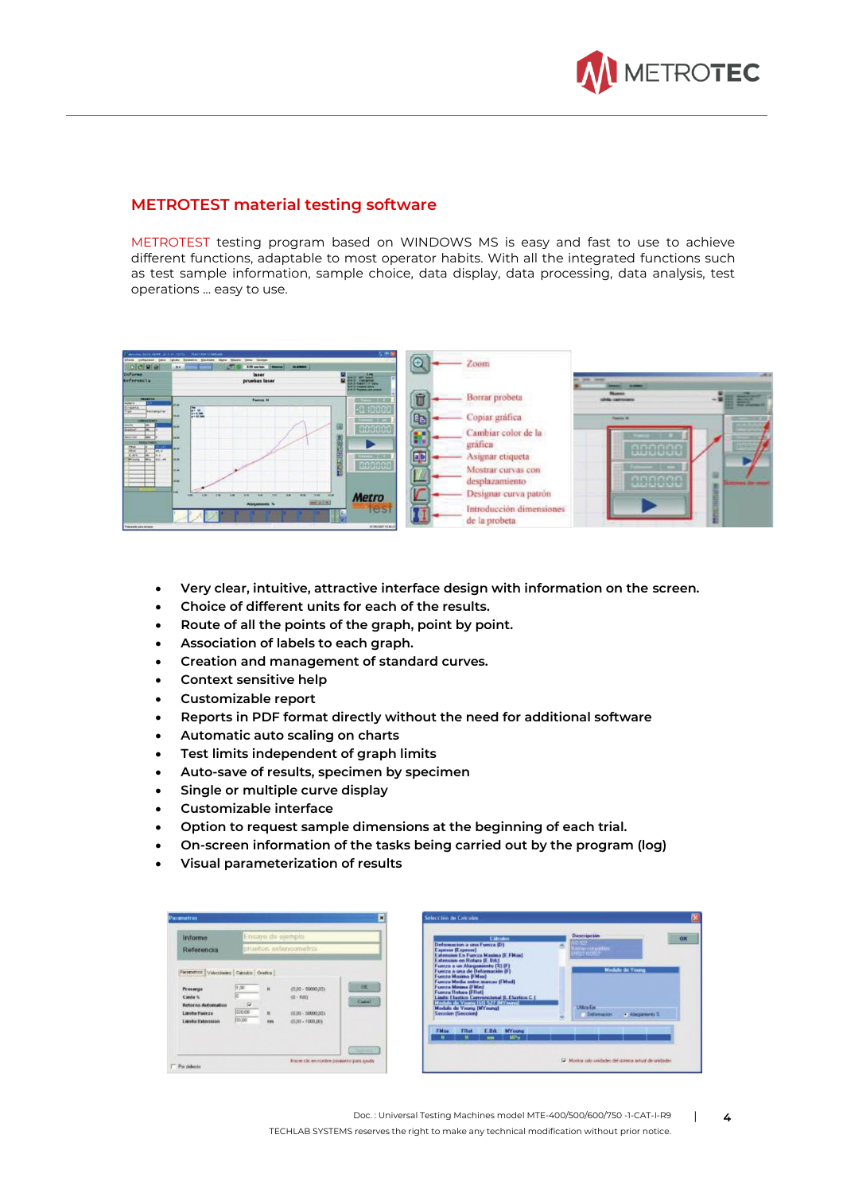## METROTEST material testing software

METROTEST testing program based on WINDOWS MS is easy and fast to use to achieve different functions, adaptable to most operator habits. With all the integrated functions such as test sample information, sample choice, data display, data processing, data analysis, test operations ... easy to use.

- Very clear, intuitive, attractive interface design with information on the screen.
- Choice of different units for each of the results.
- Route of all the points of the graph, point by point.
- Association of labels to each graph.
- Creation and management of standard curves.
- Context sensitive help
- Customizable report
- Reports in PDF format directly without the need for additional software
- Automatic auto scaling on charts
- Test limits independent of graph limits
- Auto-save of results, specimen by specimen
- Single or multiple curve display
- Customizable interface
- Option to request sample dimensions at the beginning of each trial.
- On-screen information of the tasks being carried out by the program (log)
- Visual parameterization of results

Doc. : Universal Testing Machines model MTE-400/500/600/750 -1-CAT-I-R9

TECHLAB SYSTEMS reserves the right to make any technical modification without prior notice.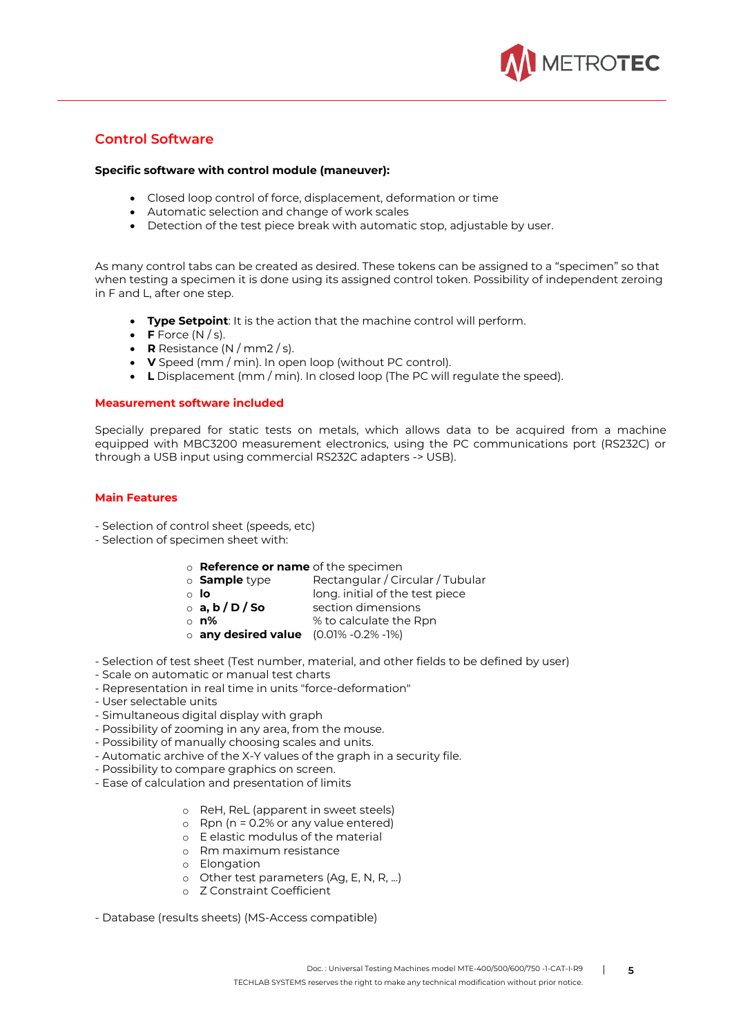## Control Software

**Specific software with control module (maneuver):**

- Closed loop control of force, displacement, deformation or time
- Automatic selection and change of work scales
- Detection of the test piece break with automatic stop, adjustable by user.

As many control tabs can be created as desired. These tokens can be assigned to a "specimen" so that when testing a specimen it is done using its assigned control token. Possibility of independent zeroing in F and L, after one step.

- **Type Setpoint**: It is the action that the machine control will perform.
- **F** Force (N / s).
- **R** Resistance (N / mm2 / s).
- **V** Speed (mm / min). In open loop (without PC control).
- **L** Displacement (mm / min). In closed loop (The PC will regulate the speed).

### Measurement software included

Specially prepared for static tests on metals, which allows data to be acquired from a machine equipped with MBC3200 measurement electronics, using the PC communications port (RS232C) or through a USB input using commercial RS232C adapters -> USB).

### Main Features

- Selection of control sheet (speeds, etc)
- Selection of specimen sheet with:

  - **Reference or name** of the specimen
  - **Sample** type — Rectangular / Circular / Tubular
  - **lo** — long. initial of the test piece
  - **a, b / D / So** — section dimensions
  - **n%** — % to calculate the Rpn
  - **any desired value** — (0.01% -0.2% -1%)

- Selection of test sheet (Test number, material, and other fields to be defined by user)
- Scale on automatic or manual test charts
- Representation in real time in units "force-deformation"
- User selectable units
- Simultaneous digital display with graph
- Possibility of zooming in any area, from the mouse.
- Possibility of manually choosing scales and units.
- Automatic archive of the X-Y values of the graph in a security file.
- Possibility to compare graphics on screen.
- Ease of calculation and presentation of limits

  - ReH, ReL (apparent in sweet steels)
  - Rpn (n = 0.2% or any value entered)
  - E elastic modulus of the material
  - Rm maximum resistance
  - Elongation
  - Other test parameters (Ag, E, N, R, ...)
  - Z Constraint Coefficient

- Database (results sheets) (MS-Access compatible)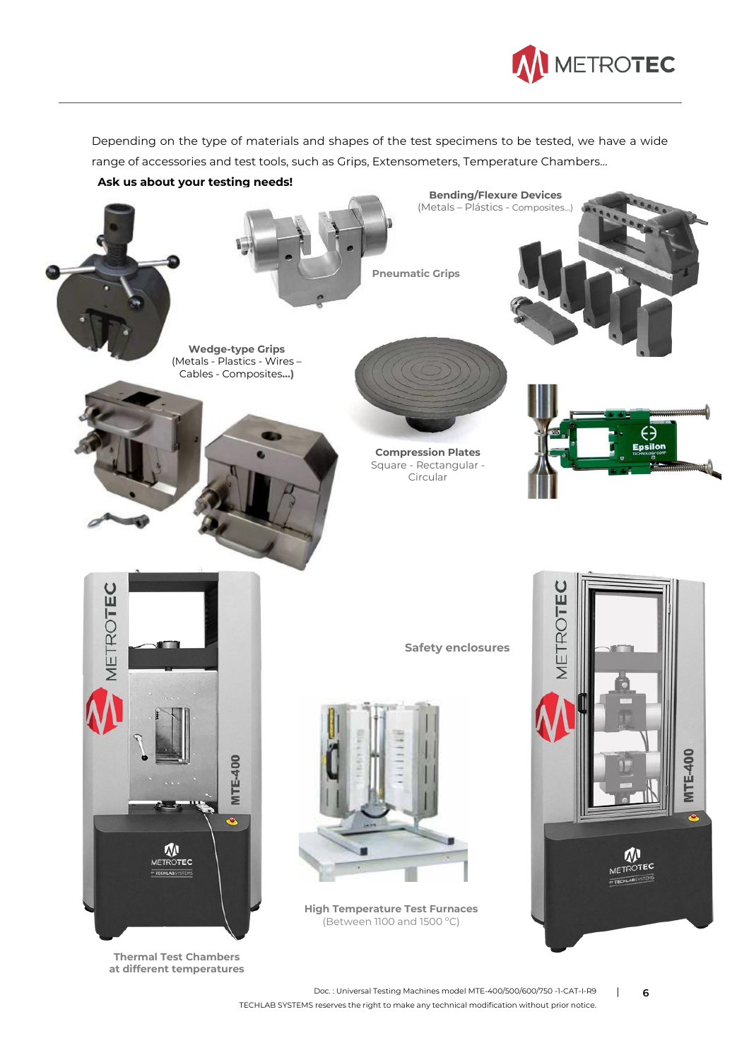Depending on the type of materials and shapes of the test specimens to be tested, we have a wide range of accessories and test tools, such as Grips, Extensometers, Temperature Chambers...

**Ask us about your testing needs!**

**Bending/Flexure Devices**
(Metals – Plásticos - Composites...)

**Pneumatic Grips**

**Wedge-type Grips**
(Metals - Plastics - Wires – Cables - Composites...)

**Compression Plates**
Square - Rectangular - Circular

**Safety enclosures**

**High Temperature Test Furnaces**
(Between 1100 and 1500 °C)

**Thermal Test Chambers at different temperatures**

Doc. : Universal Testing Machines model MTE-400/500/600/750 -1-CAT-I-R9

TECHLAB SYSTEMS reserves the right to make any technical modification without prior notice.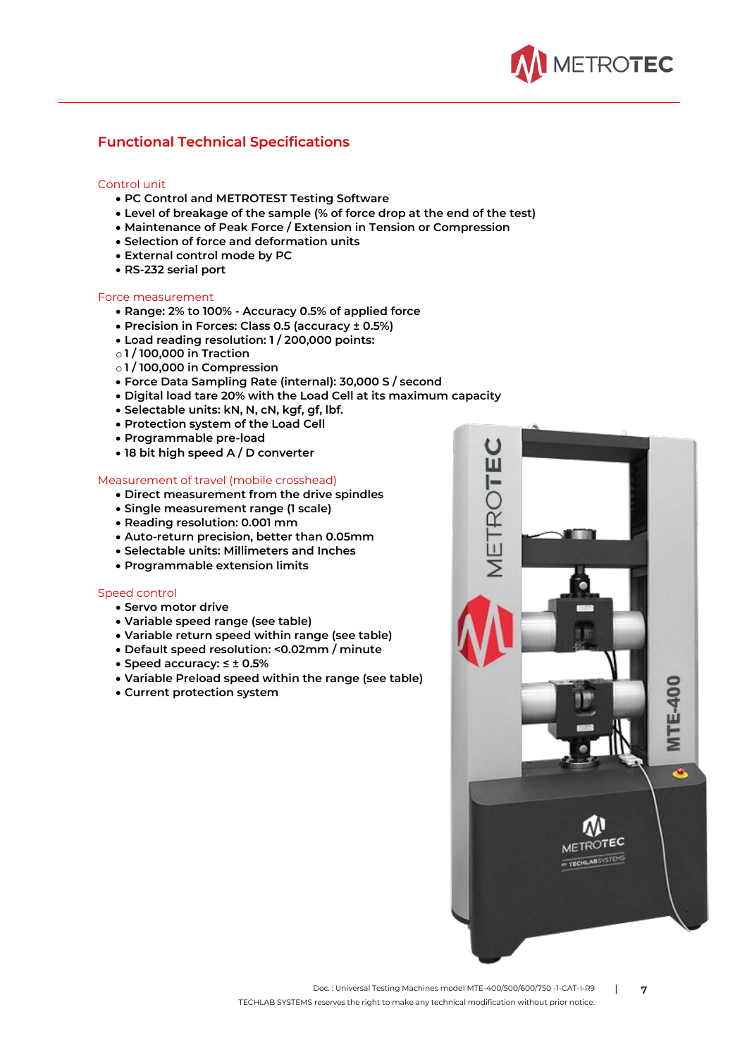## Functional Technical Specifications

### Control unit

- PC Control and METROTEST Testing Software
- Level of breakage of the sample (% of force drop at the end of the test)
- Maintenance of Peak Force / Extension in Tension or Compression
- Selection of force and deformation units
- External control mode by PC
- RS-232 serial port

### Force measurement

- Range: 2% to 100% - Accuracy 0.5% of applied force
- Precision in Forces: Class 0.5 (accuracy ± 0.5%)
- Load reading resolution: 1 / 200,000 points:
  - 1 / 100,000 in Traction
  - 1 / 100,000 in Compression
- Force Data Sampling Rate (internal): 30,000 S / second
- Digital load tare 20% with the Load Cell at its maximum capacity
- Selectable units: kN, N, cN, kgf, gf, lbf.
- Protection system of the Load Cell
- Programmable pre-load
- 18 bit high speed A / D converter

### Measurement of travel (mobile crosshead)

- Direct measurement from the drive spindles
- Single measurement range (1 scale)
- Reading resolution: 0.001 mm
- Auto-return precision, better than 0.05mm
- Selectable units: Millimeters and Inches
- Programmable extension limits

### Speed control

- Servo motor drive
- Variable speed range (see table)
- Variable return speed within range (see table)
- Default speed resolution: <0.02mm / minute
- Speed accuracy: ≤ ± 0.5%
- Variable Preload speed within the range (see table)
- Current protection system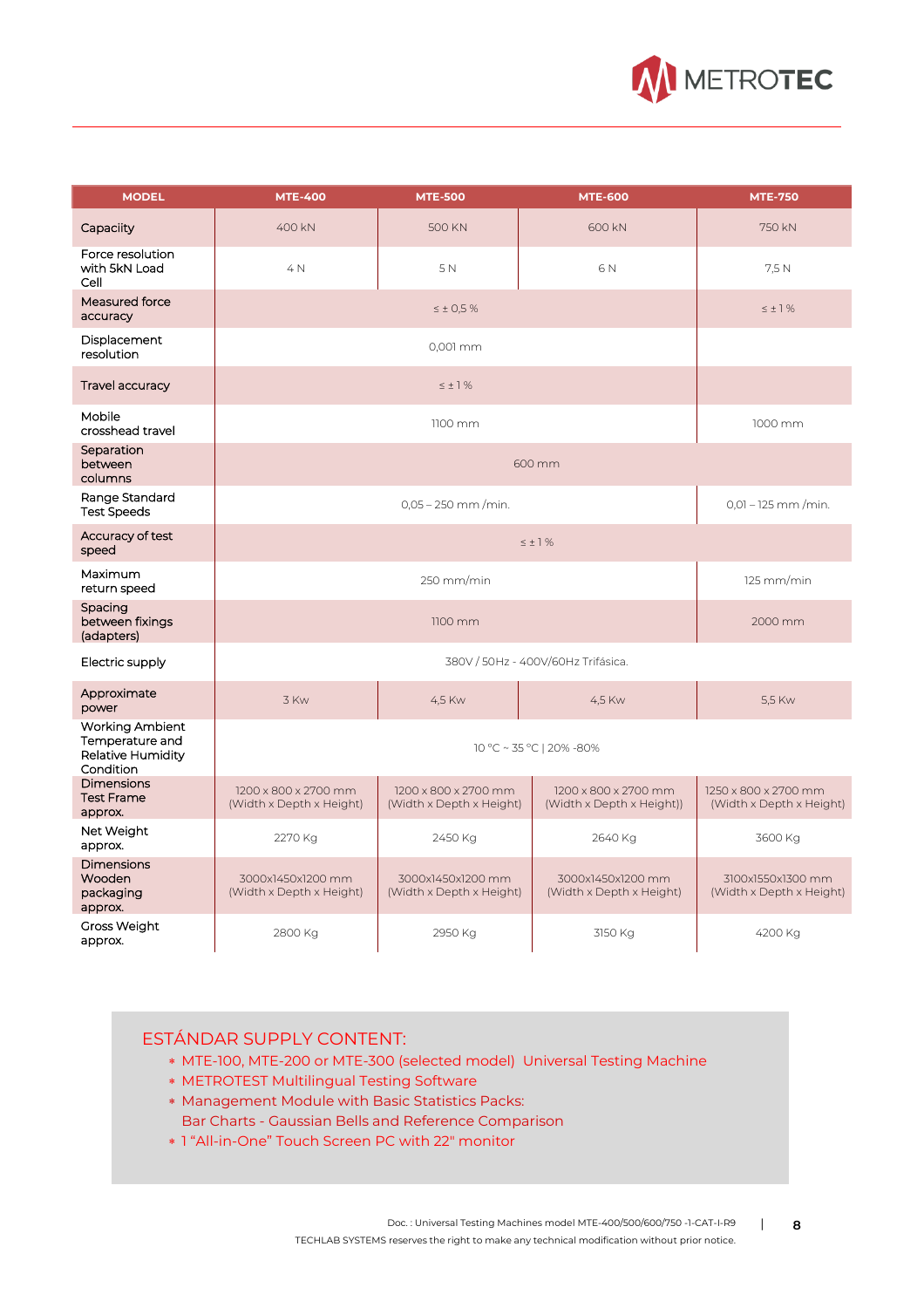| MODEL | MTE-400 | MTE-500 | MTE-600 | MTE-750 |
|---|---|---|---|---|
| Capaciity | 400 kN | 500 kN | 600 kN | 750 kN |
| Force resolution with 5kN Load Cell | 4 N | 5 N | 6 N | 7,5 N |
| Measured force accuracy | ≤ ± 0,5 % | | | ≤ ± 1 % |
| Displacement resolution | 0,001 mm | | | |
| Travel accuracy | ≤ ± 1 % | | | |
| Mobile crosshead travel | 1100 mm | | | 1000 mm |
| Separation between columns | 600 mm | | | |
| Range Standard Test Speeds | 0,05 – 250 mm /min. | | | 0,01 – 125 mm /min. |
| Accuracy of test speed | ≤ ± 1 % | | | |
| Maximum return speed | 250 mm/min | | | 125 mm/min |
| Spacing between fixings (adapters) | 1100 mm | | | 2000 mm |
| Electric supply | 380V / 50Hz - 400V/60Hz Trifásica. | | | |
| Approximate power | 3 Kw | 4,5 Kw | 4,5 Kw | 5,5 Kw |
| Working Ambient Temperature and Relative Humidity Condition | 10 °C ~ 35 °C \| 20% -80% | | | |
| Dimensions Test Frame approx. | 1200 x 800 x 2700 mm (Width x Depth x Height) | 1200 x 800 x 2700 mm (Width x Depth x Height) | 1200 x 800 x 2700 mm (Width x Depth x Height)) | 1250 x 800 x 2700 mm (Width x Depth x Height) |
| Net Weight approx. | 2270 Kg | 2450 Kg | 2640 Kg | 3600 Kg |
| Dimensions Wooden packaging approx. | 3000x1450x1200 mm (Width x Depth x Height) | 3000x1450x1200 mm (Width x Depth x Height) | 3000x1450x1200 mm (Width x Depth x Height) | 3100x1550x1300 mm (Width x Depth x Height) |
| Gross Weight approx. | 2800 Kg | 2950 Kg | 3150 Kg | 4200 Kg |

## ESTÁNDAR SUPPLY CONTENT:

- MTE-100, MTE-200 or MTE-300 (selected model) Universal Testing Machine
- METROTEST Multilingual Testing Software
- Management Module with Basic Statistics Packs: Bar Charts - Gaussian Bells and Reference Comparison
- 1 "All-in-One" Touch Screen PC with 22" monitor

Doc. : Universal Testing Machines model MTE-400/500/600/750 -1-CAT-I-R9

TECHLAB SYSTEMS reserves the right to make any technical modification without prior notice.